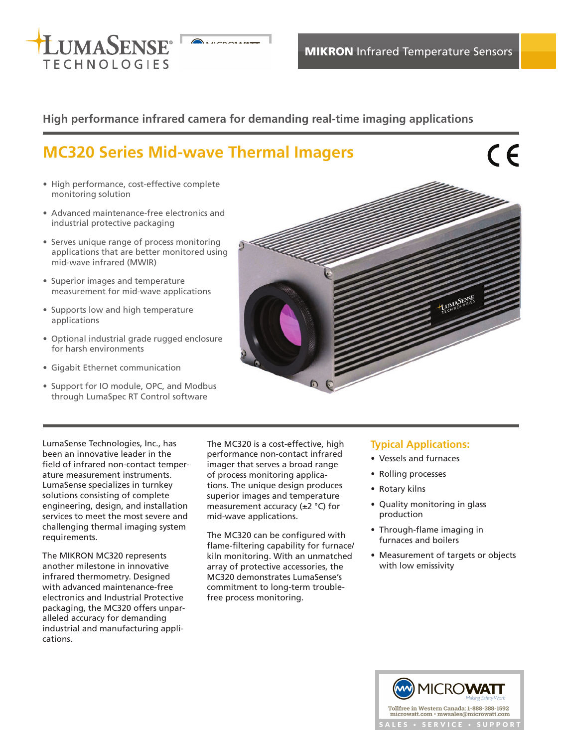MIKRON Infrared Temperature Sensors

High performance infrared camera for demanding real-time imaging applications

# MC320 Series Mid-wave Thermal Imagers

- High performance, cost-effective complete monitoring solution
- Advanced maintenance-free electronics and industrial protective packaging
- Serves unique range of process monitoring applications that are better monitored using mid-wave infrared (MWIR)
- Superior images and temperature measurement for mid-wave applications
- Supports low and high temperature applications
- Optional industrial grade rugged enclosure for harsh environments
- Gigabit Ethernet communication
- Support for IO module, OPC, and Modbus through LumaSpec RT Control software

LumaSense Technologies, Inc., has been an innovative leader in the field of infrared non-contact temperature measurement instruments. LumaSense specializes in turnkey solutions consisting of complete engineering, design, and installation services to meet the most severe and challenging thermal imaging system requirements.

The MIKRON MC320 represents another milestone in innovative infrared thermometry. Designed with advanced maintenance-free electronics and Industrial Protective packaging, the MC320 offers unparalleled accuracy for demanding industrial and manufacturing applications.

The MC320 is a cost-effective, high performance non-contact infrared imager that serves a broad range of process monitoring applications. The unique design produces superior images and temperature measurement accuracy (±2 °C) for mid-wave applications.

The MC320 can be configured with flame-filtering capability for furnace/kiln monitoring. With an unmatched array of protective accessories, the MC320 demonstrates LumaSense's commitment to long-term trouble-free process monitoring.

## Typical Applications:

- Vessels and furnaces
- Rolling processes
- Rotary kilns
- Quality monitoring in glass production
- Through-flame imaging in furnaces and boilers
- Measurement of targets or objects with low emissivity

MICROWATT Making Safety Work
Tollfree in Western Canada: 1-888-388-1592
microwatt.com • mwsales@microwatt.com
SALES • SERVICE • SUPPORT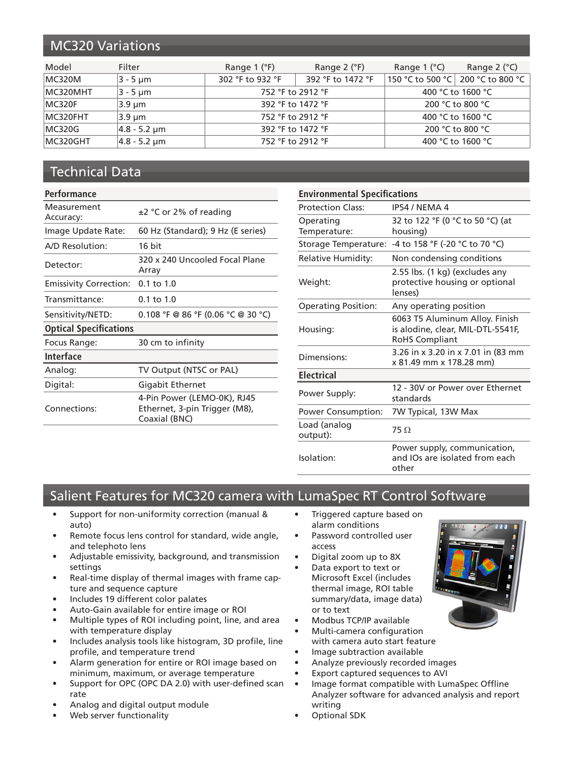## MC320 Variations

| Model | Filter | Range 1 (°F) | Range 2 (°F) | Range 1 (°C) | Range 2 (°C) |
|---|---|---|---|---|---|
| MC320M | 3 - 5 µm | 302 °F to 932 °F | 392 °F to 1472 °F | 150 °C to 500 °C | 200 °C to 800 °C |
| MC320MHT | 3 - 5 µm | 752 °F to 2912 °F | | 400 °C to 1600 °C | |
| MC320F | 3.9 µm | 392 °F to 1472 °F | | 200 °C to 800 °C | |
| MC320FHT | 3.9 µm | 752 °F to 2912 °F | | 400 °C to 1600 °C | |
| MC320G | 4.8 - 5.2 µm | 392 °F to 1472 °F | | 200 °C to 800 °C | |
| MC320GHT | 4.8 - 5.2 µm | 752 °F to 2912 °F | | 400 °C to 1600 °C | |

## Technical Data

| Performance | |
|---|---|
| Measurement Accuracy: | ±2 °C or 2% of reading |
| Image Update Rate: | 60 Hz (Standard); 9 Hz (E series) |
| A/D Resolution: | 16 bit |
| Detector: | 320 x 240 Uncooled Focal Plane Array |
| Emissivity Correction: | 0.1 to 1.0 |
| Transmittance: | 0.1 to 1.0 |
| Sensitivity/NETD: | 0.108 °F @ 86 °F (0.06 °C @ 30 °C) |
| **Optical Specifications** | |
| Focus Range: | 30 cm to infinity |
| **Interface** | |
| Analog: | TV Output (NTSC or PAL) |
| Digital: | Gigabit Ethernet |
| Connections: | 4-Pin Power (LEMO-0K), RJ45 Ethernet, 3-pin Trigger (M8), Coaxial (BNC) |

| Environmental Specifications | |
|---|---|
| Protection Class: | IP54 / NEMA 4 |
| Operating Temperature: | 32 to 122 °F (0 °C to 50 °C) (at housing) |
| Storage Temperature: | -4 to 158 °F (-20 °C to 70 °C) |
| Relative Humidity: | Non condensing conditions |
| Weight: | 2.55 lbs. (1 kg) (excludes any protective housing or optional lenses) |
| Operating Position: | Any operating position |
| Housing: | 6063 T5 Aluminum Alloy. Finish is alodine, clear, MIL-DTL-5541F, RoHS Compliant |
| Dimensions: | 3.26 in x 3.20 in x 7.01 in (83 mm x 81.49 mm x 178.28 mm) |
| **Electrical** | |
| Power Supply: | 12 - 30V or Power over Ethernet standards |
| Power Consumption: | 7W Typical, 13W Max |
| Load (analog output): | 75 Ω |
| Isolation: | Power supply, communication, and IOs are isolated from each other |

## Salient Features for MC320 camera with LumaSpec RT Control Software

- Support for non-uniformity correction (manual & auto)
- Remote focus lens control for standard, wide angle, and telephoto lens
- Adjustable emissivity, background, and transmission settings
- Real-time display of thermal images with frame capture and sequence capture
- Includes 19 different color palates
- Auto-Gain available for entire image or ROI
- Multiple types of ROI including point, line, and area with temperature display
- Includes analysis tools like histogram, 3D profile, line profile, and temperature trend
- Alarm generation for entire or ROI image based on minimum, maximum, or average temperature
- Support for OPC (OPC DA 2.0) with user-defined scan rate
- Analog and digital output module
- Web server functionality
- Triggered capture based on alarm conditions
- Password controlled user access
- Digital zoom up to 8X
- Data export to text or Microsoft Excel (includes thermal image, ROI table summary/data, image data) or to text
- Modbus TCP/IP available
- Multi-camera configuration with camera auto start feature
- Image subtraction available
- Analyze previously recorded images
- Export captured sequences to AVI
- Image format compatible with LumaSpec Offline Analyzer software for advanced analysis and report writing
- Optional SDK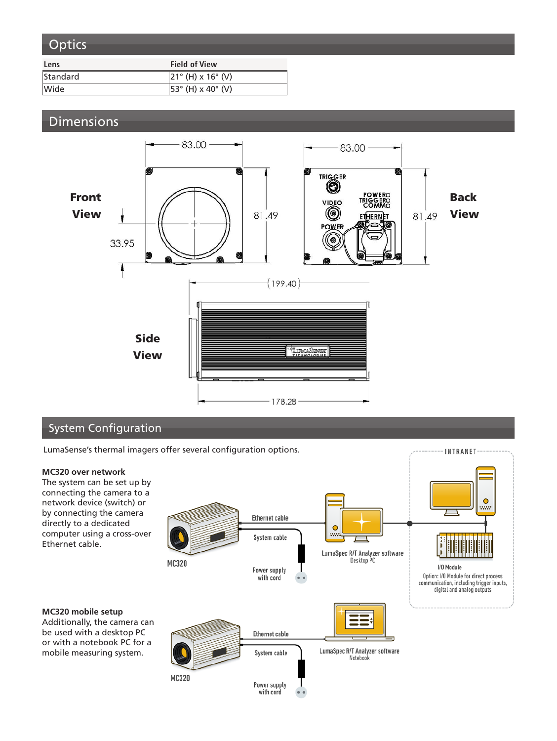## Optics

| Lens | Field of View |
|---|---|
| Standard | 21° (H) x 16° (V) |
| Wide | 53° (H) x 40° (V) |

## Dimensions

## System Configuration

LumaSense's thermal imagers offer several configuration options.

**MC320 over network**
The system can be set up by connecting the camera to a network device (switch) or by connecting the camera directly to a dedicated computer using a cross-over Ethernet cable.

**MC320 mobile setup**
Additionally, the camera can be used with a desktop PC or with a notebook PC for a mobile measuring system.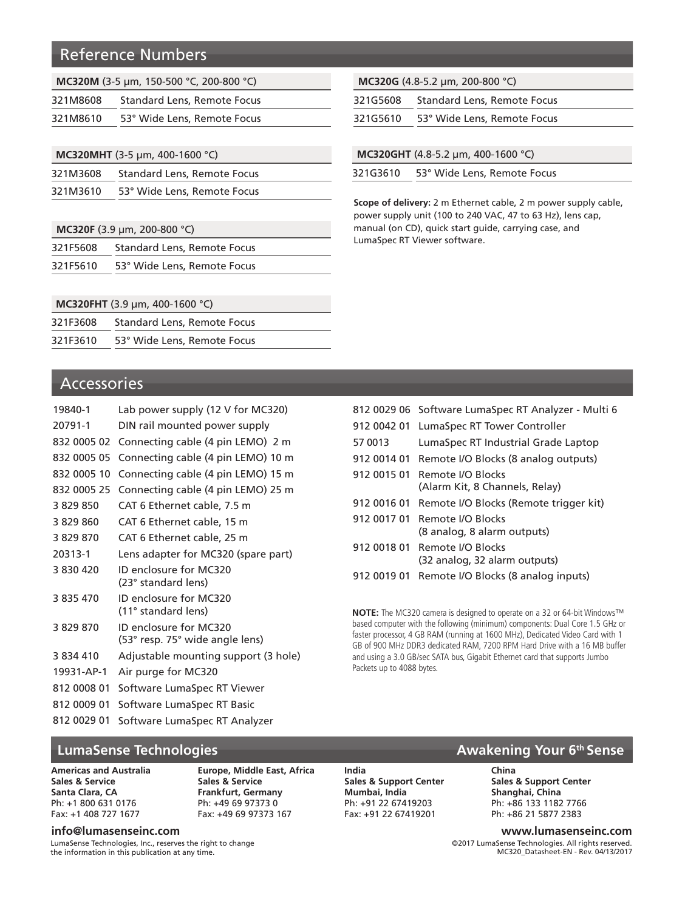## Reference Numbers

| **MC320M** (3-5 µm, 150-500 °C, 200-800 °C) | |
|---|---|
| 321M8608 | Standard Lens, Remote Focus |
| 321M8610 | 53° Wide Lens, Remote Focus |

| **MC320MHT** (3-5 µm, 400-1600 °C) | |
|---|---|
| 321M3608 | Standard Lens, Remote Focus |
| 321M3610 | 53° Wide Lens, Remote Focus |

| **MC320F** (3.9 µm, 200-800 °C) | |
|---|---|
| 321F5608 | Standard Lens, Remote Focus |
| 321F5610 | 53° Wide Lens, Remote Focus |

| **MC320FHT** (3.9 µm, 400-1600 °C) | |
|---|---|
| 321F3608 | Standard Lens, Remote Focus |
| 321F3610 | 53° Wide Lens, Remote Focus |

| **MC320G** (4.8-5.2 µm, 200-800 °C) | |
|---|---|
| 321G5608 | Standard Lens, Remote Focus |
| 321G5610 | 53° Wide Lens, Remote Focus |

| **MC320GHT** (4.8-5.2 µm, 400-1600 °C) | |
|---|---|
| 321G3610 | 53° Wide Lens, Remote Focus |

**Scope of delivery:** 2 m Ethernet cable, 2 m power supply cable, power supply unit (100 to 240 VAC, 47 to 63 Hz), lens cap, manual (on CD), quick start guide, carrying case, and LumaSpec RT Viewer software.

## Accessories

| | |
|---|---|
| 19840-1 | Lab power supply (12 V for MC320) |
| 20791-1 | DIN rail mounted power supply |
| 832 0005 02 | Connecting cable (4 pin LEMO) 2 m |
| 832 0005 05 | Connecting cable (4 pin LEMO) 10 m |
| 832 0005 10 | Connecting cable (4 pin LEMO) 15 m |
| 832 0005 25 | Connecting cable (4 pin LEMO) 25 m |
| 3 829 850 | CAT 6 Ethernet cable, 7.5 m |
| 3 829 860 | CAT 6 Ethernet cable, 15 m |
| 3 829 870 | CAT 6 Ethernet cable, 25 m |
| 20313-1 | Lens adapter for MC320 (spare part) |
| 3 830 420 | ID enclosure for MC320 (23° standard lens) |
| 3 835 470 | ID enclosure for MC320 (11° standard lens) |
| 3 829 870 | ID enclosure for MC320 (53° resp. 75° wide angle lens) |
| 3 834 410 | Adjustable mounting support (3 hole) |
| 19931-AP-1 | Air purge for MC320 |
| 812 0008 01 | Software LumaSpec RT Viewer |
| 812 0009 01 | Software LumaSpec RT Basic |
| 812 0029 01 | Software LumaSpec RT Analyzer |
| 812 0029 06 | Software LumaSpec RT Analyzer - Multi 6 |
| 912 0042 01 | LumaSpec RT Tower Controller |
| 57 0013 | LumaSpec RT Industrial Grade Laptop |
| 912 0014 01 | Remote I/O Blocks (8 analog outputs) |
| 912 0015 01 | Remote I/O Blocks (Alarm Kit, 8 Channels, Relay) |
| 912 0016 01 | Remote I/O Blocks (Remote trigger kit) |
| 912 0017 01 | Remote I/O Blocks (8 analog, 8 alarm outputs) |
| 912 0018 01 | Remote I/O Blocks (32 analog, 32 alarm outputs) |
| 912 0019 01 | Remote I/O Blocks (8 analog inputs) |

**NOTE:** The MC320 camera is designed to operate on a 32 or 64-bit Windows™ based computer with the following (minimum) components: Dual Core 1.5 GHz or faster processor, 4 GB RAM (running at 1600 MHz), Dedicated Video Card with 1 GB of 900 MHz DDR3 dedicated RAM, 7200 RPM Hard Drive with a 16 MB buffer and using a 3.0 GB/sec SATA bus, Gigabit Ethernet card that supports Jumbo Packets up to 4088 bytes.

## LumaSense Technologies

**Awakening Your 6th Sense**

**Americas and Australia**
**Sales & Service**
**Santa Clara, CA**
Ph: +1 800 631 0176
Fax: +1 408 727 1677

**Europe, Middle East, Africa**
**Sales & Service**
**Frankfurt, Germany**
Ph: +49 69 97373 0
Fax: +49 69 97373 167

**India**
**Sales & Support Center**
**Mumbai, India**
Ph: +91 22 67419203
Fax: +91 22 67419201

**China**
**Sales & Support Center**
**Shanghai, China**
Ph: +86 133 1182 7766
Ph: +86 21 5877 2383

**info@lumasenseinc.com**

LumaSense Technologies, Inc., reserves the right to change the information in this publication at any time.

**www.lumasenseinc.com**

©2017 LumaSense Technologies. All rights reserved.
MC320_Datasheet-EN - Rev. 04/13/2017